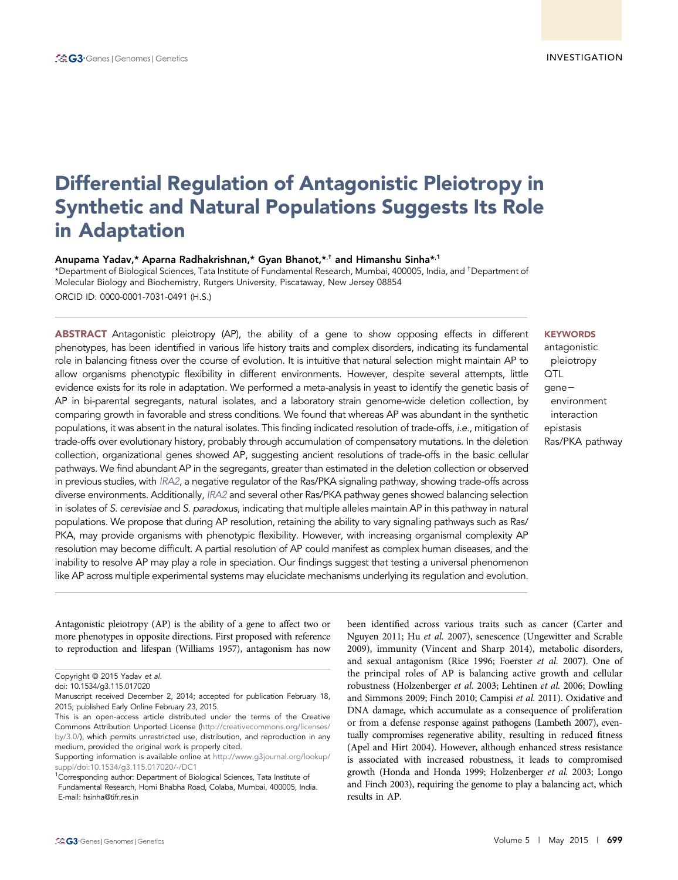INVESTIGATION

# Differential Regulation of Antagonistic Pleiotropy in Synthetic and Natural Populations Suggests Its Role in Adaptation

**Anupama Yadav,\* Aparna Radhakrishnan,\* Gyan Bhanot,\*,† and Himanshu Sinha\*,1**

\*Department of Biological Sciences, Tata Institute of Fundamental Research, Mumbai, 400005, India, and †Department of Molecular Biology and Biochemistry, Rutgers University, Piscataway, New Jersey 08854

ORCID ID: 0000-0001-7031-0491 (H.S.)

**ABSTRACT** Antagonistic pleiotropy (AP), the ability of a gene to show opposing effects in different phenotypes, has been identified in various life history traits and complex disorders, indicating its fundamental role in balancing fitness over the course of evolution. It is intuitive that natural selection might maintain AP to allow organisms phenotypic flexibility in different environments. However, despite several attempts, little evidence exists for its role in adaptation. We performed a meta-analysis in yeast to identify the genetic basis of AP in bi-parental segregants, natural isolates, and a laboratory strain genome-wide deletion collection, by comparing growth in favorable and stress conditions. We found that whereas AP was abundant in the synthetic populations, it was absent in the natural isolates. This finding indicated resolution of trade-offs, *i.e.*, mitigation of trade-offs over evolutionary history, probably through accumulation of compensatory mutations. In the deletion collection, organizational genes showed AP, suggesting ancient resolutions of trade-offs in the basic cellular pathways. We find abundant AP in the segregants, greater than estimated in the deletion collection or observed in previous studies, with *IRA2*, a negative regulator of the Ras/PKA signaling pathway, showing trade-offs across diverse environments. Additionally, *IRA2* and several other Ras/PKA pathway genes showed balancing selection in isolates of *S. cerevisiae* and *S. paradoxus*, indicating that multiple alleles maintain AP in this pathway in natural populations. We propose that during AP resolution, retaining the ability to vary signaling pathways such as Ras/PKA, may provide organisms with phenotypic flexibility. However, with increasing organismal complexity AP resolution may become difficult. A partial resolution of AP could manifest as complex human diseases, and the inability to resolve AP may play a role in speciation. Our findings suggest that testing a universal phenomenon like AP across multiple experimental systems may elucidate mechanisms underlying its regulation and evolution.

**KEYWORDS**
antagonistic pleiotropy
QTL
gene−environment interaction
epistasis
Ras/PKA pathway

Antagonistic pleiotropy (AP) is the ability of a gene to affect two or more phenotypes in opposite directions. First proposed with reference to reproduction and lifespan (Williams 1957), antagonism has now been identified across various traits such as cancer (Carter and Nguyen 2011; Hu *et al.* 2007), senescence (Ungewitter and Scrable 2009), immunity (Vincent and Sharp 2014), metabolic disorders, and sexual antagonism (Rice 1996; Foerster *et al.* 2007). One of the principal roles of AP is balancing active growth and cellular robustness (Holzenberger *et al.* 2003; Lehtinen *et al.* 2006; Dowling and Simmons 2009; Finch 2010; Campisi *et al.* 2011). Oxidative and DNA damage, which accumulate as a consequence of proliferation or from a defense response against pathogens (Lambeth 2007), eventually compromises regenerative ability, resulting in reduced fitness (Apel and Hirt 2004). However, although enhanced stress resistance is associated with increased robustness, it leads to compromised growth (Honda and Honda 1999; Holzenberger *et al.* 2003; Longo and Finch 2003), requiring the genome to play a balancing act, which results in AP.

Copyright © 2015 Yadav *et al.*
doi: 10.1534/g3.115.017020
Manuscript received December 2, 2014; accepted for publication February 18, 2015; published Early Online February 23, 2015.
This is an open-access article distributed under the terms of the Creative Commons Attribution Unported License (http://creativecommons.org/licenses/by/3.0/), which permits unrestricted use, distribution, and reproduction in any medium, provided the original work is properly cited.
Supporting information is available online at http://www.g3journal.org/lookup/suppl/doi:10.1534/g3.115.017020/-/DC1
[1]Corresponding author: Department of Biological Sciences, Tata Institute of Fundamental Research, Homi Bhabha Road, Colaba, Mumbai, 400005, India. E-mail: hsinha@tifr.res.in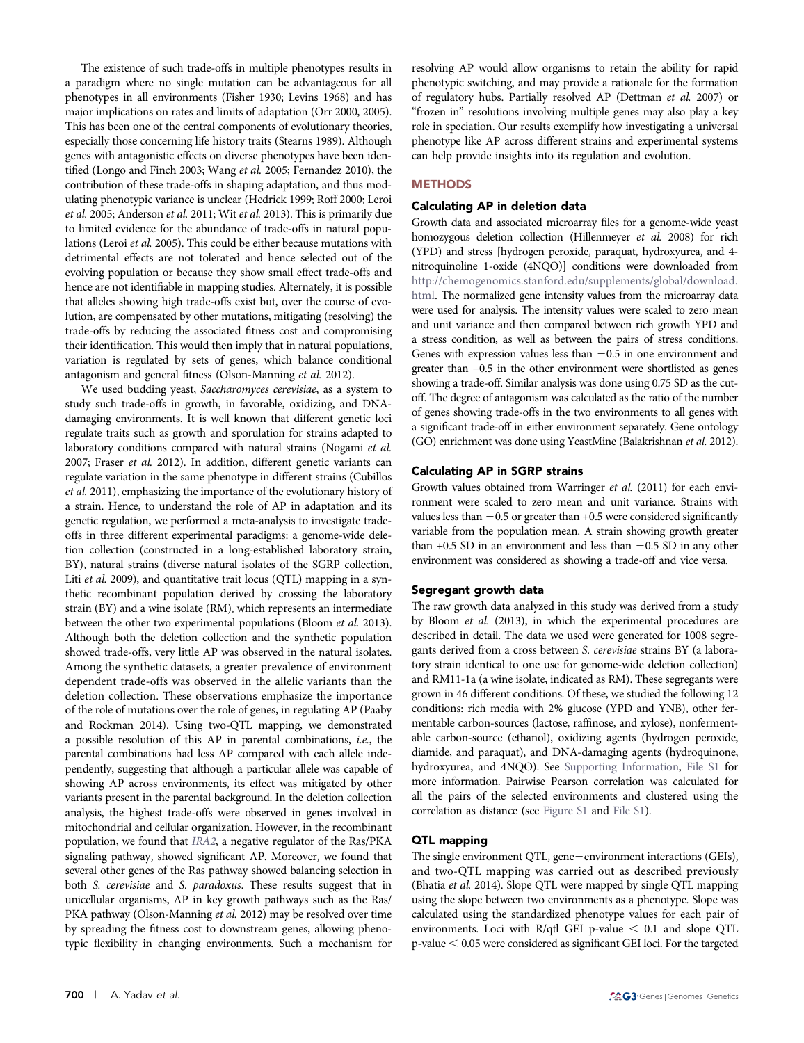The existence of such trade-offs in multiple phenotypes results in a paradigm where no single mutation can be advantageous for all phenotypes in all environments (Fisher 1930; Levins 1968) and has major implications on rates and limits of adaptation (Orr 2000, 2005). This has been one of the central components of evolutionary theories, especially those concerning life history traits (Stearns 1989). Although genes with antagonistic effects on diverse phenotypes have been identified (Longo and Finch 2003; Wang *et al.* 2005; Fernandez 2010), the contribution of these trade-offs in shaping adaptation, and thus modulating phenotypic variance is unclear (Hedrick 1999; Roff 2000; Leroi *et al.* 2005; Anderson *et al.* 2011; Wit *et al.* 2013). This is primarily due to limited evidence for the abundance of trade-offs in natural populations (Leroi *et al.* 2005). This could be either because mutations with detrimental effects are not tolerated and hence selected out of the evolving population or because they show small effect trade-offs and hence are not identifiable in mapping studies. Alternately, it is possible that alleles showing high trade-offs exist but, over the course of evolution, are compensated by other mutations, mitigating (resolving) the trade-offs by reducing the associated fitness cost and compromising their identification. This would then imply that in natural populations, variation is regulated by sets of genes, which balance conditional antagonism and general fitness (Olson-Manning *et al.* 2012).

We used budding yeast, *Saccharomyces cerevisiae*, as a system to study such trade-offs in growth, in favorable, oxidizing, and DNA-damaging environments. It is well known that different genetic loci regulate traits such as growth and sporulation for strains adapted to laboratory conditions compared with natural strains (Nogami *et al.* 2007; Fraser *et al.* 2012). In addition, different genetic variants can regulate variation in the same phenotype in different strains (Cubillos *et al.* 2011), emphasizing the importance of the evolutionary history of a strain. Hence, to understand the role of AP in adaptation and its genetic regulation, we performed a meta-analysis to investigate trade-offs in three different experimental paradigms: a genome-wide deletion collection (constructed in a long-established laboratory strain, BY), natural strains (diverse natural isolates of the SGRP collection, Liti *et al.* 2009), and quantitative trait locus (QTL) mapping in a synthetic recombinant population derived by crossing the laboratory strain (BY) and a wine isolate (RM), which represents an intermediate between the other two experimental populations (Bloom *et al.* 2013). Although both the deletion collection and the synthetic population showed trade-offs, very little AP was observed in the natural isolates. Among the synthetic datasets, a greater prevalence of environment dependent trade-offs was observed in the allelic variants than the deletion collection. These observations emphasize the importance of the role of mutations over the role of genes, in regulating AP (Paaby and Rockman 2014). Using two-QTL mapping, we demonstrated a possible resolution of this AP in parental combinations, *i.e.*, the parental combinations had less AP compared with each allele independently, suggesting that although a particular allele was capable of showing AP across environments, its effect was mitigated by other variants present in the parental background. In the deletion collection analysis, the highest trade-offs were observed in genes involved in mitochondrial and cellular organization. However, in the recombinant population, we found that *IRA2*, a negative regulator of the Ras/PKA signaling pathway, showed significant AP. Moreover, we found that several other genes of the Ras pathway showed balancing selection in both *S. cerevisiae* and *S. paradoxus*. These results suggest that in unicellular organisms, AP in key growth pathways such as the Ras/PKA pathway (Olson-Manning *et al.* 2012) may be resolved over time by spreading the fitness cost to downstream genes, allowing phenotypic flexibility in changing environments. Such a mechanism for resolving AP would allow organisms to retain the ability for rapid phenotypic switching, and may provide a rationale for the formation of regulatory hubs. Partially resolved AP (Dettman *et al.* 2007) or "frozen in" resolutions involving multiple genes may also play a key role in speciation. Our results exemplify how investigating a universal phenotype like AP across different strains and experimental systems can help provide insights into its regulation and evolution.

## METHODS

### Calculating AP in deletion data

Growth data and associated microarray files for a genome-wide yeast homozygous deletion collection (Hillenmeyer *et al.* 2008) for rich (YPD) and stress [hydrogen peroxide, paraquat, hydroxyurea, and 4-nitroquinoline 1-oxide (4NQO)] conditions were downloaded from http://chemogenomics.stanford.edu/supplements/global/download.html. The normalized gene intensity values from the microarray data were used for analysis. The intensity values were scaled to zero mean and unit variance and then compared between rich growth YPD and a stress condition, as well as between the pairs of stress conditions. Genes with expression values less than $-0.5$ in one environment and greater than $+0.5$ in the other environment were shortlisted as genes showing a trade-off. Similar analysis was done using 0.75 SD as the cut-off. The degree of antagonism was calculated as the ratio of the number of genes showing trade-offs in the two environments to all genes with a significant trade-off in either environment separately. Gene ontology (GO) enrichment was done using YeastMine (Balakrishnan *et al.* 2012).

### Calculating AP in SGRP strains

Growth values obtained from Warringer *et al.* (2011) for each environment were scaled to zero mean and unit variance. Strains with values less than $-0.5$ or greater than $+0.5$ were considered significantly variable from the population mean. A strain showing growth greater than $+0.5$ SD in an environment and less than $-0.5$ SD in any other environment was considered as showing a trade-off and vice versa.

### Segregant growth data

The raw growth data analyzed in this study was derived from a study by Bloom *et al.* (2013), in which the experimental procedures are described in detail. The data we used were generated for 1008 segregants derived from a cross between *S. cerevisiae* strains BY (a laboratory strain identical to one use for genome-wide deletion collection) and RM11-1a (a wine isolate, indicated as RM). These segregants were grown in 46 different conditions. Of these, we studied the following 12 conditions: rich media with 2% glucose (YPD and YNB), other fermentable carbon-sources (lactose, raffinose, and xylose), nonfermentable carbon-source (ethanol), oxidizing agents (hydrogen peroxide, diamide, and paraquat), and DNA-damaging agents (hydroquinone, hydroxyurea, and 4NQO). See Supporting Information, File S1 for more information. Pairwise Pearson correlation was calculated for all the pairs of the selected environments and clustered using the correlation as distance (see Figure S1 and File S1).

### QTL mapping

The single environment QTL, gene–environment interactions (GEIs), and two-QTL mapping was carried out as described previously (Bhatia *et al.* 2014). Slope QTL were mapped by single QTL mapping using the slope between two environments as a phenotype. Slope was calculated using the standardized phenotype values for each pair of environments. Loci with R/qtl GEI p-value $< 0.1$ and slope QTL p-value $< 0.05$ were considered as significant GEI loci. For the targeted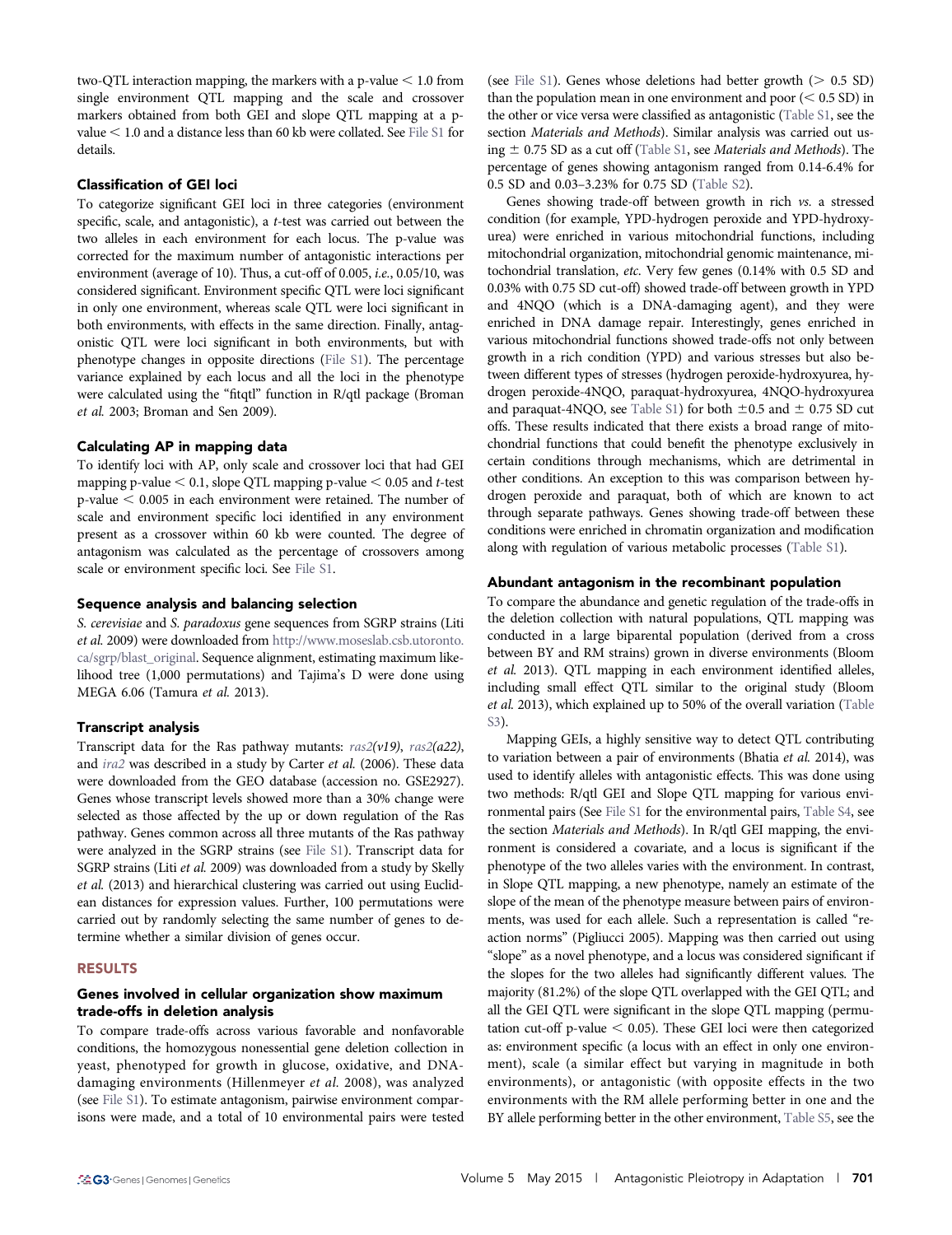two-QTL interaction mapping, the markers with a p-value $< 1.0$ from single environment QTL mapping and the scale and crossover markers obtained from both GEI and slope QTL mapping at a p-value $< 1.0$ and a distance less than 60 kb were collated. See File S1 for details.

### Classification of GEI loci

To categorize significant GEI loci in three categories (environment specific, scale, and antagonistic), a *t*-test was carried out between the two alleles in each environment for each locus. The p-value was corrected for the maximum number of antagonistic interactions per environment (average of 10). Thus, a cut-off of 0.005, *i.e.*, 0.05/10, was considered significant. Environment specific QTL were loci significant in only one environment, whereas scale QTL were loci significant in both environments, with effects in the same direction. Finally, antagonistic QTL were loci significant in both environments, but with phenotype changes in opposite directions (File S1). The percentage variance explained by each locus and all the loci in the phenotype were calculated using the "fitqtl" function in R/qtl package (Broman *et al.* 2003; Broman and Sen 2009).

### Calculating AP in mapping data

To identify loci with AP, only scale and crossover loci that had GEI mapping p-value $< 0.1$, slope QTL mapping p-value $< 0.05$ and *t*-test p-value $< 0.005$ in each environment were retained. The number of scale and environment specific loci identified in any environment present as a crossover within 60 kb were counted. The degree of antagonism was calculated as the percentage of crossovers among scale or environment specific loci. See File S1.

### Sequence analysis and balancing selection

*S. cerevisiae* and *S. paradoxus* gene sequences from SGRP strains (Liti *et al.* 2009) were downloaded from http://www.moseslab.csb.utoronto.ca/sgrp/blast_original. Sequence alignment, estimating maximum likelihood tree (1,000 permutations) and Tajima's D were done using MEGA 6.06 (Tamura *et al.* 2013).

### Transcript analysis

Transcript data for the Ras pathway mutants: *ras2(v19)*, *ras2(a22)*, and *ira2* was described in a study by Carter *et al.* (2006). These data were downloaded from the GEO database (accession no. GSE2927). Genes whose transcript levels showed more than a 30% change were selected as those affected by the up or down regulation of the Ras pathway. Genes common across all three mutants of the Ras pathway were analyzed in the SGRP strains (see File S1). Transcript data for SGRP strains (Liti *et al.* 2009) was downloaded from a study by Skelly *et al.* (2013) and hierarchical clustering was carried out using Euclidean distances for expression values. Further, 100 permutations were carried out by randomly selecting the same number of genes to determine whether a similar division of genes occur.

## RESULTS

### Genes involved in cellular organization show maximum trade-offs in deletion analysis

To compare trade-offs across various favorable and nonfavorable conditions, the homozygous nonessential gene deletion collection in yeast, phenotyped for growth in glucose, oxidative, and DNA-damaging environments (Hillenmeyer *et al.* 2008), was analyzed (see File S1). To estimate antagonism, pairwise environment comparisons were made, and a total of 10 environmental pairs were tested (see File S1). Genes whose deletions had better growth ($> 0.5$ SD) than the population mean in one environment and poor ($< 0.5$ SD) in the other or vice versa were classified as antagonistic (Table S1, see the section *Materials and Methods*). Similar analysis was carried out using $\pm$ 0.75 SD as a cut off (Table S1, see *Materials and Methods*). The percentage of genes showing antagonism ranged from 0.14-6.4% for 0.5 SD and 0.03–3.23% for 0.75 SD (Table S2).

Genes showing trade-off between growth in rich *vs.* a stressed condition (for example, YPD-hydrogen peroxide and YPD-hydroxyurea) were enriched in various mitochondrial functions, including mitochondrial organization, mitochondrial genomic maintenance, mitochondrial translation, *etc.* Very few genes (0.14% with 0.5 SD and 0.03% with 0.75 SD cut-off) showed trade-off between growth in YPD and 4NQO (which is a DNA-damaging agent), and they were enriched in DNA damage repair. Interestingly, genes enriched in various mitochondrial functions showed trade-offs not only between growth in a rich condition (YPD) and various stresses but also between different types of stresses (hydrogen peroxide-hydroxyurea, hydrogen peroxide-4NQO, paraquat-hydroxyurea, 4NQO-hydroxyurea and paraquat-4NQO, see Table S1) for both $\pm$0.5 and $\pm$ 0.75 SD cut offs. These results indicated that there exists a broad range of mitochondrial functions that could benefit the phenotype exclusively in certain conditions through mechanisms, which are detrimental in other conditions. An exception to this was comparison between hydrogen peroxide and paraquat, both of which are known to act through separate pathways. Genes showing trade-off between these conditions were enriched in chromatin organization and modification along with regulation of various metabolic processes (Table S1).

### Abundant antagonism in the recombinant population

To compare the abundance and genetic regulation of the trade-offs in the deletion collection with natural populations, QTL mapping was conducted in a large biparental population (derived from a cross between BY and RM strains) grown in diverse environments (Bloom *et al.* 2013). QTL mapping in each environment identified alleles, including small effect QTL similar to the original study (Bloom *et al.* 2013), which explained up to 50% of the overall variation (Table S3).

Mapping GEIs, a highly sensitive way to detect QTL contributing to variation between a pair of environments (Bhatia *et al.* 2014), was used to identify alleles with antagonistic effects. This was done using two methods: R/qtl GEI and Slope QTL mapping for various environmental pairs (See File S1 for the environmental pairs, Table S4, see the section *Materials and Methods*). In R/qtl GEI mapping, the environment is considered a covariate, and a locus is significant if the phenotype of the two alleles varies with the environment. In contrast, in Slope QTL mapping, a new phenotype, namely an estimate of the slope of the mean of the phenotype measure between pairs of environments, was used for each allele. Such a representation is called "reaction norms" (Pigliucci 2005). Mapping was then carried out using "slope" as a novel phenotype, and a locus was considered significant if the slopes for the two alleles had significantly different values. The majority (81.2%) of the slope QTL overlapped with the GEI QTL; and all the GEI QTL were significant in the slope QTL mapping (permutation cut-off p-value $< 0.05$). These GEI loci were then categorized as: environment specific (a locus with an effect in only one environment), scale (a similar effect but varying in magnitude in both environments), or antagonistic (with opposite effects in the two environments with the RM allele performing better in one and the BY allele performing better in the other environment, Table S5, see the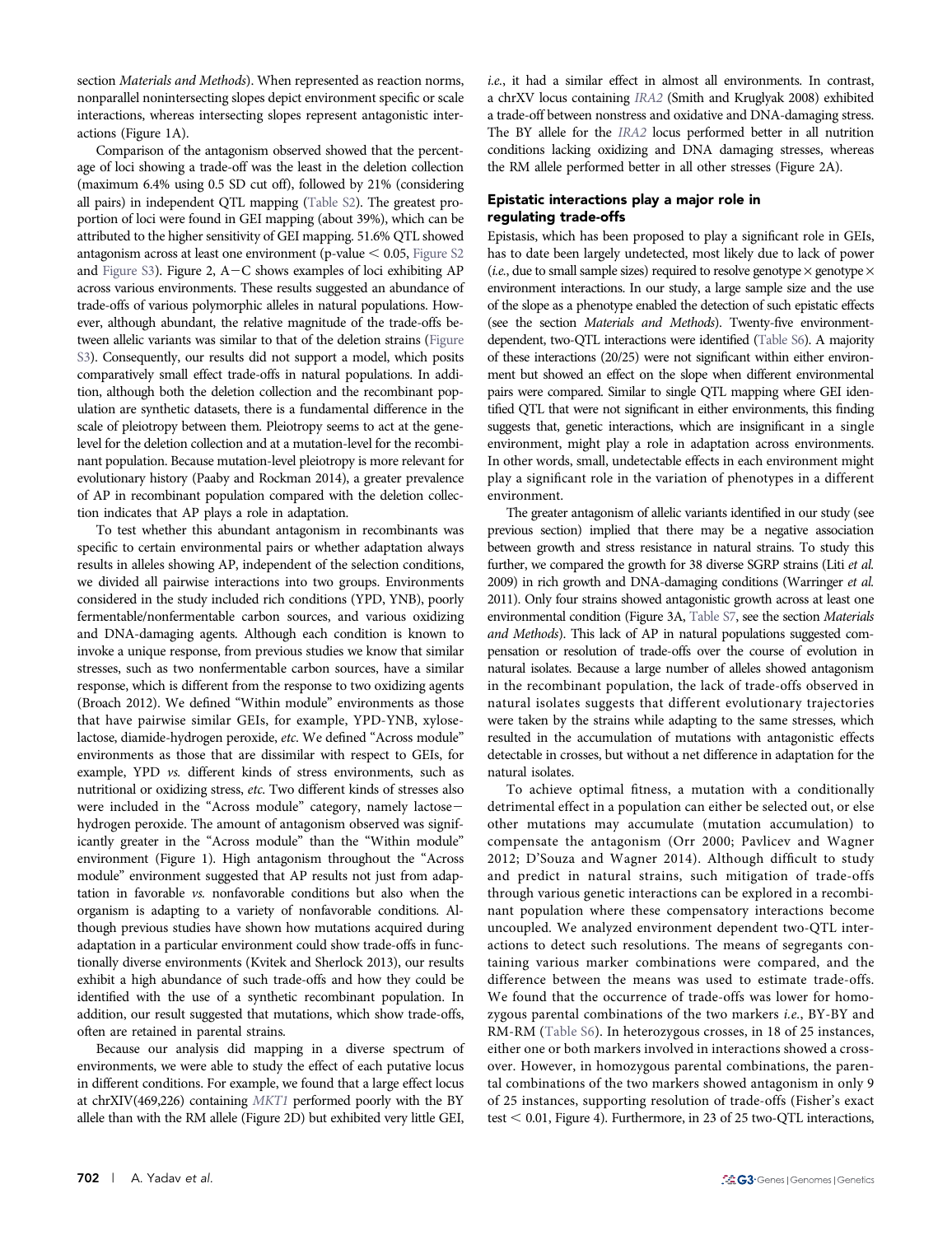section *Materials and Methods*). When represented as reaction norms, nonparallel nonintersecting slopes depict environment specific or scale interactions, whereas intersecting slopes represent antagonistic interactions (Figure 1A).

Comparison of the antagonism observed showed that the percentage of loci showing a trade-off was the least in the deletion collection (maximum 6.4% using 0.5 SD cut off), followed by 21% (considering all pairs) in independent QTL mapping (Table S2). The greatest proportion of loci were found in GEI mapping (about 39%), which can be attributed to the higher sensitivity of GEI mapping. 51.6% QTL showed antagonism across at least one environment (p-value $< 0.05$, Figure S2 and Figure S3). Figure 2, A−C shows examples of loci exhibiting AP across various environments. These results suggested an abundance of trade-offs of various polymorphic alleles in natural populations. However, although abundant, the relative magnitude of the trade-offs between allelic variants was similar to that of the deletion strains (Figure S3). Consequently, our results did not support a model, which posits comparatively small effect trade-offs in natural populations. In addition, although both the deletion collection and the recombinant population are synthetic datasets, there is a fundamental difference in the scale of pleiotropy between them. Pleiotropy seems to act at the gene-level for the deletion collection and at a mutation-level for the recombinant population. Because mutation-level pleiotropy is more relevant for evolutionary history (Paaby and Rockman 2014), a greater prevalence of AP in recombinant population compared with the deletion collection indicates that AP plays a role in adaptation.

To test whether this abundant antagonism in recombinants was specific to certain environmental pairs or whether adaptation always results in alleles showing AP, independent of the selection conditions, we divided all pairwise interactions into two groups. Environments considered in the study included rich conditions (YPD, YNB), poorly fermentable/nonfermentable carbon sources, and various oxidizing and DNA-damaging agents. Although each condition is known to invoke a unique response, from previous studies we know that similar stresses, such as two nonfermentable carbon sources, have a similar response, which is different from the response to two oxidizing agents (Broach 2012). We defined "Within module" environments as those that have pairwise similar GEIs, for example, YPD-YNB, xylose-lactose, diamide-hydrogen peroxide, *etc*. We defined "Across module" environments as those that are dissimilar with respect to GEIs, for example, YPD *vs.* different kinds of stress environments, such as nutritional or oxidizing stress, *etc*. Two different kinds of stresses also were included in the "Across module" category, namely lactose−hydrogen peroxide. The amount of antagonism observed was significantly greater in the "Across module" than the "Within module" environment (Figure 1). High antagonism throughout the "Across module" environment suggested that AP results not just from adaptation in favorable *vs.* nonfavorable conditions but also when the organism is adapting to a variety of nonfavorable conditions. Although previous studies have shown how mutations acquired during adaptation in a particular environment could show trade-offs in functionally diverse environments (Kvitek and Sherlock 2013), our results exhibit a high abundance of such trade-offs and how they could be identified with the use of a synthetic recombinant population. In addition, our result suggested that mutations, which show trade-offs, often are retained in parental strains.

Because our analysis did mapping in a diverse spectrum of environments, we were able to study the effect of each putative locus in different conditions. For example, we found that a large effect locus at chrXIV(469,226) containing *MKT1* performed poorly with the BY allele than with the RM allele (Figure 2D) but exhibited very little GEI, *i.e.*, it had a similar effect in almost all environments. In contrast, a chrXV locus containing *IRA2* (Smith and Kruglyak 2008) exhibited a trade-off between nonstress and oxidative and DNA-damaging stress. The BY allele for the *IRA2* locus performed better in all nutrition conditions lacking oxidizing and DNA damaging stresses, whereas the RM allele performed better in all other stresses (Figure 2A).

## Epistatic interactions play a major role in regulating trade-offs

Epistasis, which has been proposed to play a significant role in GEIs, has to date been largely undetected, most likely due to lack of power (*i.e.*, due to small sample sizes) required to resolve genotype × genotype × environment interactions. In our study, a large sample size and the use of the slope as a phenotype enabled the detection of such epistatic effects (see the section *Materials and Methods*). Twenty-five environment-dependent, two-QTL interactions were identified (Table S6). A majority of these interactions (20/25) were not significant within either environment but showed an effect on the slope when different environmental pairs were compared. Similar to single QTL mapping where GEI identified QTL that were not significant in either environments, this finding suggests that, genetic interactions, which are insignificant in a single environment, might play a role in adaptation across environments. In other words, small, undetectable effects in each environment might play a significant role in the variation of phenotypes in a different environment.

The greater antagonism of allelic variants identified in our study (see previous section) implied that there may be a negative association between growth and stress resistance in natural strains. To study this further, we compared the growth for 38 diverse SGRP strains (Liti *et al.* 2009) in rich growth and DNA-damaging conditions (Warringer *et al.* 2011). Only four strains showed antagonistic growth across at least one environmental condition (Figure 3A, Table S7, see the section *Materials and Methods*). This lack of AP in natural populations suggested compensation or resolution of trade-offs over the course of evolution in natural isolates. Because a large number of alleles showed antagonism in the recombinant population, the lack of trade-offs observed in natural isolates suggests that different evolutionary trajectories were taken by the strains while adapting to the same stresses, which resulted in the accumulation of mutations with antagonistic effects detectable in crosses, but without a net difference in adaptation for the natural isolates.

To achieve optimal fitness, a mutation with a conditionally detrimental effect in a population can either be selected out, or else other mutations may accumulate (mutation accumulation) to compensate the antagonism (Orr 2000; Pavlicev and Wagner 2012; D'Souza and Wagner 2014). Although difficult to study and predict in natural strains, such mitigation of trade-offs through various genetic interactions can be explored in a recombinant population where these compensatory interactions become uncoupled. We analyzed environment dependent two-QTL interactions to detect such resolutions. The means of segregants containing various marker combinations were compared, and the difference between the means was used to estimate trade-offs. We found that the occurrence of trade-offs was lower for homozygous parental combinations of the two markers *i.e.*, BY-BY and RM-RM (Table S6). In heterozygous crosses, in 18 of 25 instances, either one or both markers involved in interactions showed a crossover. However, in homozygous parental combinations, the parental combinations of the two markers showed antagonism in only 9 of 25 instances, supporting resolution of trade-offs (Fisher's exact test $< 0.01$, Figure 4). Furthermore, in 23 of 25 two-QTL interactions,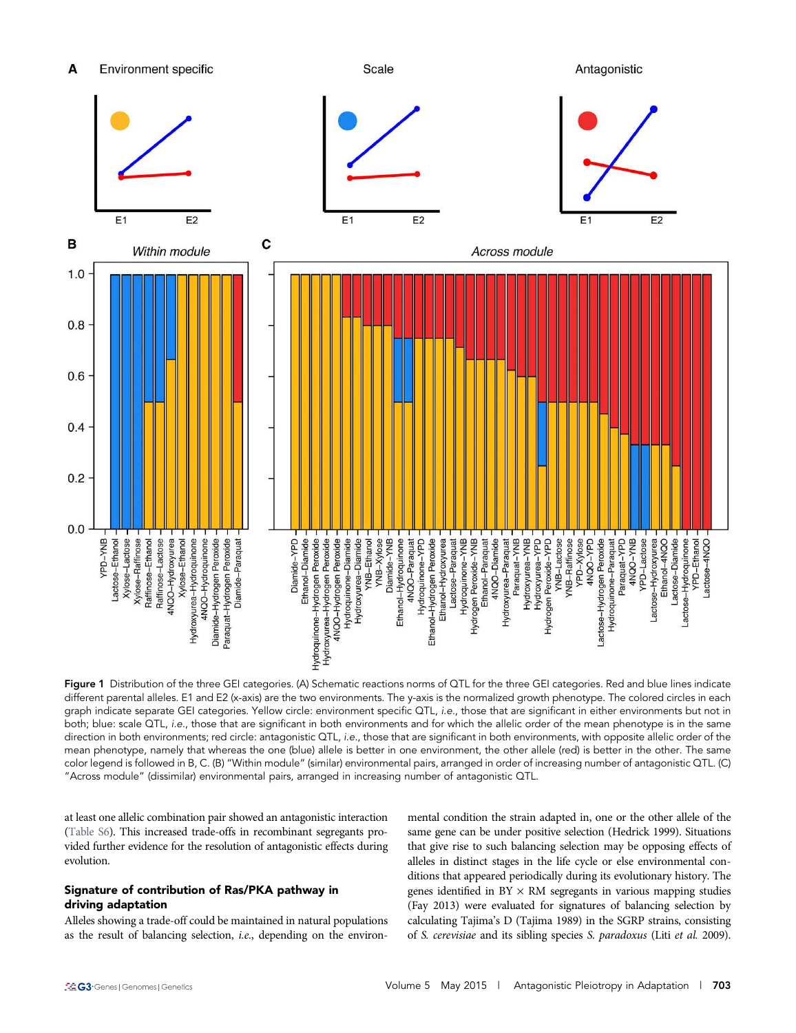**Figure 1** Distribution of the three GEI categories. (A) Schematic reactions norms of QTL for the three GEI categories. Red and blue lines indicate different parental alleles. E1 and E2 (x-axis) are the two environments. The y-axis is the normalized growth phenotype. The colored circles in each graph indicate separate GEI categories. Yellow circle: environment specific QTL, *i.e.*, those that are significant in either environments but not in both; blue: scale QTL, *i.e.*, those that are significant in both environments and for which the allelic order of the mean phenotype is in the same direction in both environments; red circle: antagonistic QTL, *i.e.*, those that are significant in both environments, with opposite allelic order of the mean phenotype, namely that whereas the one (blue) allele is better in one environment, the other allele (red) is better in the other. The same color legend is followed in B, C. (B) "Within module" (similar) environmental pairs, arranged in order of increasing number of antagonistic QTL. (C) "Across module" (dissimilar) environmental pairs, arranged in increasing number of antagonistic QTL.

at least one allelic combination pair showed an antagonistic interaction (Table S6). This increased trade-offs in recombinant segregants provided further evidence for the resolution of antagonistic effects during evolution.

## Signature of contribution of Ras/PKA pathway in driving adaptation

Alleles showing a trade-off could be maintained in natural populations as the result of balancing selection, *i.e.*, depending on the environmental condition the strain adapted in, one or the other allele of the same gene can be under positive selection (Hedrick 1999). Situations that give rise to such balancing selection may be opposing effects of alleles in distinct stages in the life cycle or else environmental conditions that appeared periodically during its evolutionary history. The genes identified in BY × RM segregants in various mapping studies (Fay 2013) were evaluated for signatures of balancing selection by calculating Tajima's D (Tajima 1989) in the SGRP strains, consisting of *S. cerevisiae* and its sibling species *S. paradoxus* (Liti *et al.* 2009).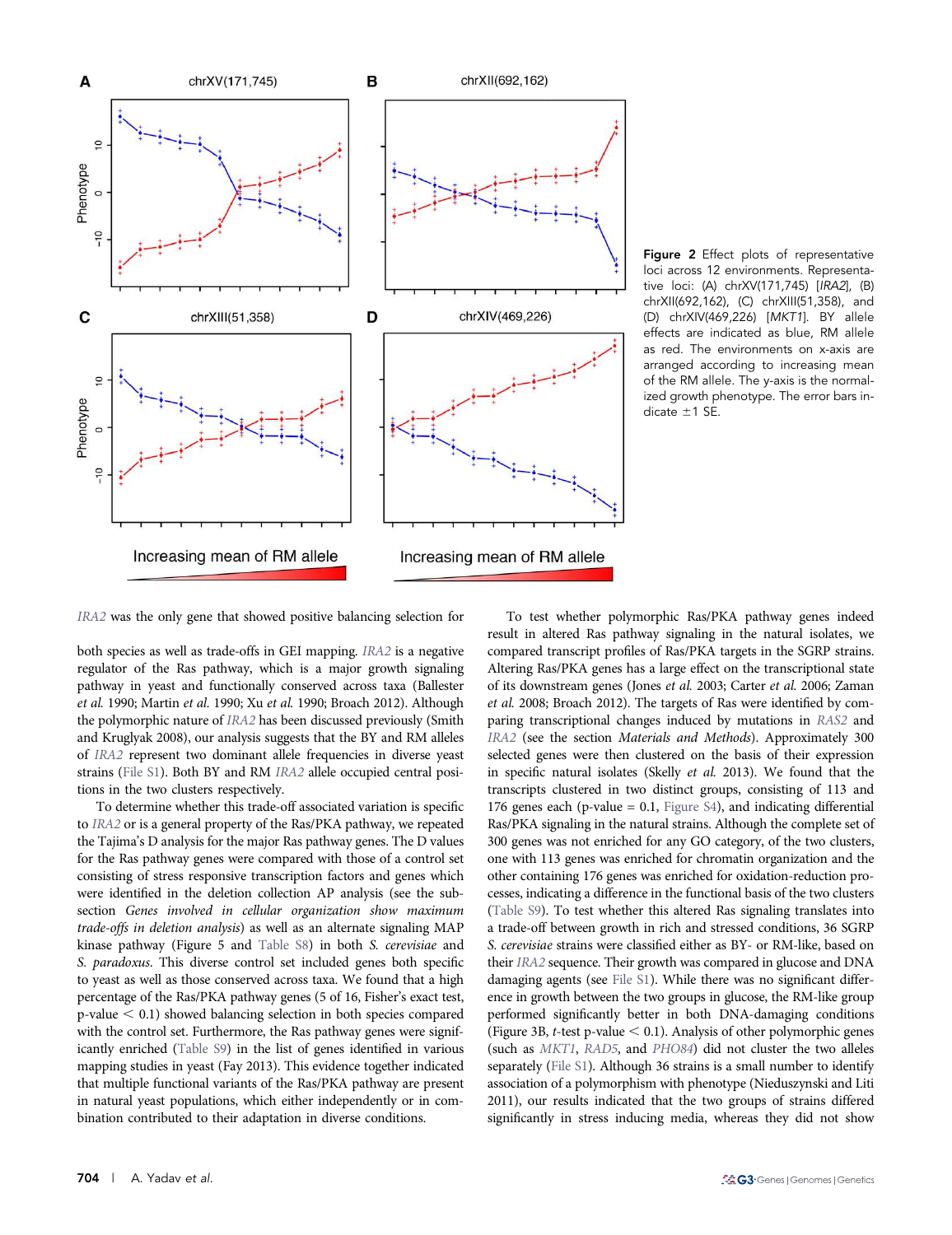**Figure 2** Effect plots of representative loci across 12 environments. Representative loci: (A) chrXV(171,745) [*IRA2*], (B) chrXII(692,162), (C) chrXIII(51,358), and (D) chrXIV(469,226) [*MKT1*]. BY allele effects are indicated as blue, RM allele as red. The environments on x-axis are arranged according to increasing mean of the RM allele. The y-axis is the normalized growth phenotype. The error bars indicate ±1 SE.

*IRA2* was the only gene that showed positive balancing selection for both species as well as trade-offs in GEI mapping. *IRA2* is a negative regulator of the Ras pathway, which is a major growth signaling pathway in yeast and functionally conserved across taxa (Ballester *et al.* 1990; Martin *et al.* 1990; Xu *et al.* 1990; Broach 2012). Although the polymorphic nature of *IRA2* has been discussed previously (Smith and Kruglyak 2008), our analysis suggests that the BY and RM alleles of *IRA2* represent two dominant allele frequencies in diverse yeast strains (File S1). Both BY and RM *IRA2* allele occupied central positions in the two clusters respectively.

To determine whether this trade-off associated variation is specific to *IRA2* or is a general property of the Ras/PKA pathway, we repeated the Tajima's D analysis for the major Ras pathway genes. The D values for the Ras pathway genes were compared with those of a control set consisting of stress responsive transcription factors and genes which were identified in the deletion collection AP analysis (see the subsection *Genes involved in cellular organization show maximum trade-offs in deletion analysis*) as well as an alternate signaling MAP kinase pathway (Figure 5 and Table S8) in both *S. cerevisiae* and *S. paradoxus*. This diverse control set included genes both specific to yeast as well as those conserved across taxa. We found that a high percentage of the Ras/PKA pathway genes (5 of 16, Fisher's exact test, p-value $< 0.1$) showed balancing selection in both species compared with the control set. Furthermore, the Ras pathway genes were significantly enriched (Table S9) in the list of genes identified in various mapping studies in yeast (Fay 2013). This evidence together indicated that multiple functional variants of the Ras/PKA pathway are present in natural yeast populations, which either independently or in combination contributed to their adaptation in diverse conditions.

To test whether polymorphic Ras/PKA pathway genes indeed result in altered Ras pathway signaling in the natural isolates, we compared transcript profiles of Ras/PKA targets in the SGRP strains. Altering Ras/PKA genes has a large effect on the transcriptional state of its downstream genes (Jones *et al.* 2003; Carter *et al.* 2006; Zaman *et al.* 2008; Broach 2012). The targets of Ras were identified by comparing transcriptional changes induced by mutations in *RAS2* and *IRA2* (see the section *Materials and Methods*). Approximately 300 selected genes were then clustered on the basis of their expression in specific natural isolates (Skelly *et al.* 2013). We found that the transcripts clustered in two distinct groups, consisting of 113 and 176 genes each (p-value = 0.1, Figure S4), and indicating differential Ras/PKA signaling in the natural strains. Although the complete set of 300 genes was not enriched for any GO category, of the two clusters, one with 113 genes was enriched for chromatin organization and the other containing 176 genes was enriched for oxidation-reduction processes, indicating a difference in the functional basis of the two clusters (Table S9). To test whether this altered Ras signaling translates into a trade-off between growth in rich and stressed conditions, 36 SGRP *S. cerevisiae* strains were classified either as BY- or RM-like, based on their *IRA2* sequence. Their growth was compared in glucose and DNA damaging agents (see File S1). While there was no significant difference in growth in glucose, the RM-like group performed significantly better in both DNA-damaging conditions (Figure 3B, *t*-test p-value $< 0.1$). Analysis of other polymorphic genes (such as *MKT1*, *RAD5*, and *PHO84*) did not cluster the two alleles separately (File S1). Although 36 strains is a small number to identify association of a polymorphism with phenotype (Nieduszynski and Liti 2011), our results indicated that the two groups of strains differed significantly in stress inducing media, whereas they did not show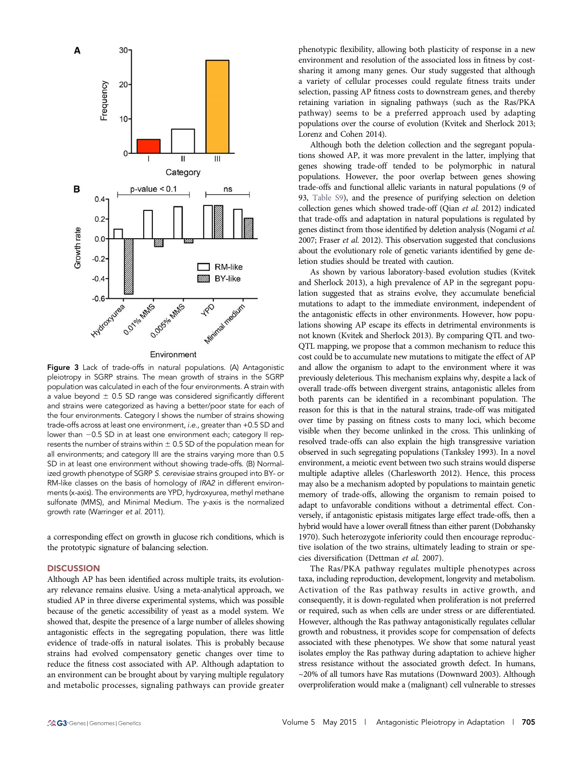Figure 3 Lack of trade-offs in natural populations. (A) Antagonistic pleiotropy in SGRP strains. The mean growth of strains in the SGRP population was calculated in each of the four environments. A strain with a value beyond ± 0.5 SD range was considered significantly different and strains were categorized as having a better/poor state for each of the four environments. Category I shows the number of strains showing trade-offs across at least one environment, *i.e.*, greater than +0.5 SD and lower than −0.5 SD in at least one environment each; category II represents the number of strains within ± 0.5 SD of the population mean for all environments; and category III are the strains varying more than 0.5 SD in at least one environment without showing trade-offs. (B) Normalized growth phenotype of SGRP *S. cerevisiae* strains grouped into BY- or RM-like classes on the basis of homology of *IRA2* in different environments (x-axis). The environments are YPD, hydroxyurea, methyl methane sulfonate (MMS), and Minimal Medium. The y-axis is the normalized growth rate (Warringer *et al.* 2011).

a corresponding effect on growth in glucose rich conditions, which is the prototypic signature of balancing selection.

## DISCUSSION

Although AP has been identified across multiple traits, its evolutionary relevance remains elusive. Using a meta-analytical approach, we studied AP in three diverse experimental systems, which was possible because of the genetic accessibility of yeast as a model system. We showed that, despite the presence of a large number of alleles showing antagonistic effects in the segregating population, there was little evidence of trade-offs in natural isolates. This is probably because strains had evolved compensatory genetic changes over time to reduce the fitness cost associated with AP. Although adaptation to an environment can be brought about by varying multiple regulatory and metabolic processes, signaling pathways can provide greater phenotypic flexibility, allowing both plasticity of response in a new environment and resolution of the associated loss in fitness by cost-sharing it among many genes. Our study suggested that although a variety of cellular processes could regulate fitness traits under selection, passing AP fitness costs to downstream genes, and thereby retaining variation in signaling pathways (such as the Ras/PKA pathway) seems to be a preferred approach used by adapting populations over the course of evolution (Kvitek and Sherlock 2013; Lorenz and Cohen 2014).

Although both the deletion collection and the segregant populations showed AP, it was more prevalent in the latter, implying that genes showing trade-off tended to be polymorphic in natural populations. However, the poor overlap between genes showing trade-offs and functional allelic variants in natural populations (9 of 93, Table S9), and the presence of purifying selection on deletion collection genes which showed trade-off (Qian *et al.* 2012) indicated that trade-offs and adaptation in natural populations is regulated by genes distinct from those identified by deletion analysis (Nogami *et al.* 2007; Fraser *et al.* 2012). This observation suggested that conclusions about the evolutionary role of genetic variants identified by gene deletion studies should be treated with caution.

As shown by various laboratory-based evolution studies (Kvitek and Sherlock 2013), a high prevalence of AP in the segregant population suggested that as strains evolve, they accumulate beneficial mutations to adapt to the immediate environment, independent of the antagonistic effects in other environments. However, how populations showing AP escape its effects in detrimental environments is not known (Kvitek and Sherlock 2013). By comparing QTL and two-QTL mapping, we propose that a common mechanism to reduce this cost could be to accumulate new mutations to mitigate the effect of AP and allow the organism to adapt to the environment where it was previously deleterious. This mechanism explains why, despite a lack of overall trade-offs between divergent strains, antagonistic alleles from both parents can be identified in a recombinant population. The reason for this is that in the natural strains, trade-off was mitigated over time by passing on fitness costs to many loci, which become visible when they become unlinked in the cross. This unlinking of resolved trade-offs can also explain the high transgressive variation observed in such segregating populations (Tanksley 1993). In a novel environment, a meiotic event between two such strains would disperse multiple adaptive alleles (Charlesworth 2012). Hence, this process may also be a mechanism adopted by populations to maintain genetic memory of trade-offs, allowing the organism to remain poised to adapt to unfavorable conditions without a detrimental effect. Conversely, if antagonistic epistasis mitigates large effect trade-offs, then a hybrid would have a lower overall fitness than either parent (Dobzhansky 1970). Such heterozygote inferiority could then encourage reproductive isolation of the two strains, ultimately leading to strain or species diversification (Dettman *et al.* 2007).

The Ras/PKA pathway regulates multiple phenotypes across taxa, including reproduction, development, longevity and metabolism. Activation of the Ras pathway results in active growth, and consequently, it is down-regulated when proliferation is not preferred or required, such as when cells are under stress or are differentiated. However, although the Ras pathway antagonistically regulates cellular growth and robustness, it provides scope for compensation of defects associated with these phenotypes. We show that some natural yeast isolates employ the Ras pathway during adaptation to achieve higher stress resistance without the associated growth defect. In humans, ~20% of all tumors have Ras mutations (Downward 2003). Although overproliferation would make a (malignant) cell vulnerable to stresses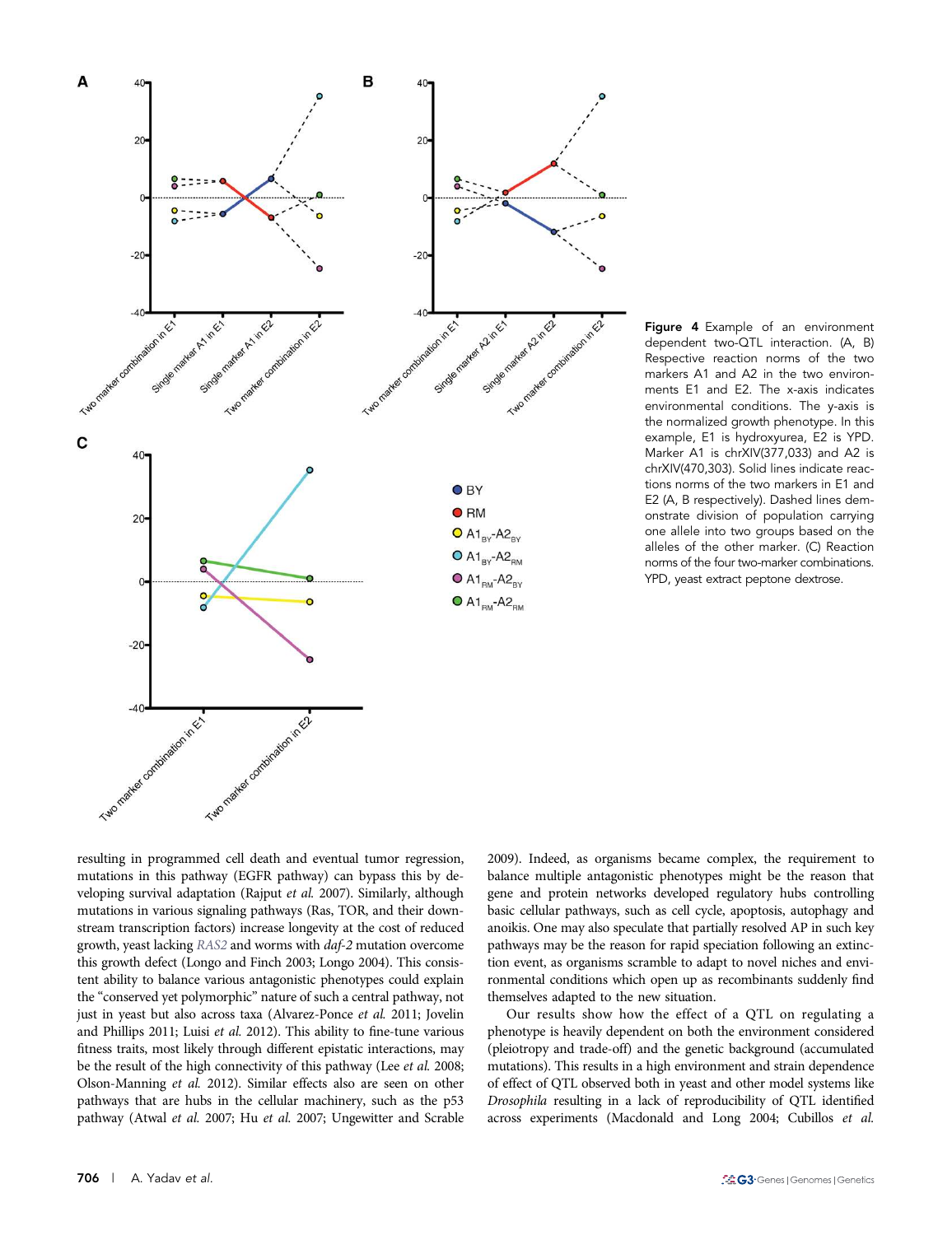**Figure 4** Example of an environment dependent two-QTL interaction. (A, B) Respective reaction norms of the two markers A1 and A2 in the two environments E1 and E2. The x-axis indicates environmental conditions. The y-axis is the normalized growth phenotype. In this example, E1 is hydroxyurea, E2 is YPD. Marker A1 is chrXIV(377,033) and A2 is chrXIV(470,303). Solid lines indicate reactions norms of the two markers in E1 and E2 (A, B respectively). Dashed lines demonstrate division of population carrying one allele into two groups based on the alleles of the other marker. (C) Reaction norms of the four two-marker combinations. YPD, yeast extract peptone dextrose.

resulting in programmed cell death and eventual tumor regression, mutations in this pathway (EGFR pathway) can bypass this by developing survival adaptation (Rajput *et al.* 2007). Similarly, although mutations in various signaling pathways (Ras, TOR, and their downstream transcription factors) increase longevity at the cost of reduced growth, yeast lacking *RAS2* and worms with *daf-2* mutation overcome this growth defect (Longo and Finch 2003; Longo 2004). This consistent ability to balance various antagonistic phenotypes could explain the "conserved yet polymorphic" nature of such a central pathway, not just in yeast but also across taxa (Alvarez-Ponce *et al.* 2011; Jovelin and Phillips 2011; Luisi *et al.* 2012). This ability to fine-tune various fitness traits, most likely through different epistatic interactions, may be the result of the high connectivity of this pathway (Lee *et al.* 2008; Olson-Manning *et al.* 2012). Similar effects also are seen on other pathways that are hubs in the cellular machinery, such as the p53 pathway (Atwal *et al.* 2007; Hu *et al.* 2007; Ungewitter and Scrable 2009). Indeed, as organisms became complex, the requirement to balance multiple antagonistic phenotypes might be the reason that gene and protein networks developed regulatory hubs controlling basic cellular pathways, such as cell cycle, apoptosis, autophagy and anoikis. One may also speculate that partially resolved AP in such key pathways may be the reason for rapid speciation following an extinction event, as organisms scramble to adapt to novel niches and environmental conditions which open up as recombinants suddenly find themselves adapted to the new situation.

Our results show how the effect of a QTL on regulating a phenotype is heavily dependent on both the environment considered (pleiotropy and trade-off) and the genetic background (accumulated mutations). This results in a high environment and strain dependence of effect of QTL observed both in yeast and other model systems like *Drosophila* resulting in a lack of reproducibility of QTL identified across experiments (Macdonald and Long 2004; Cubillos *et al.*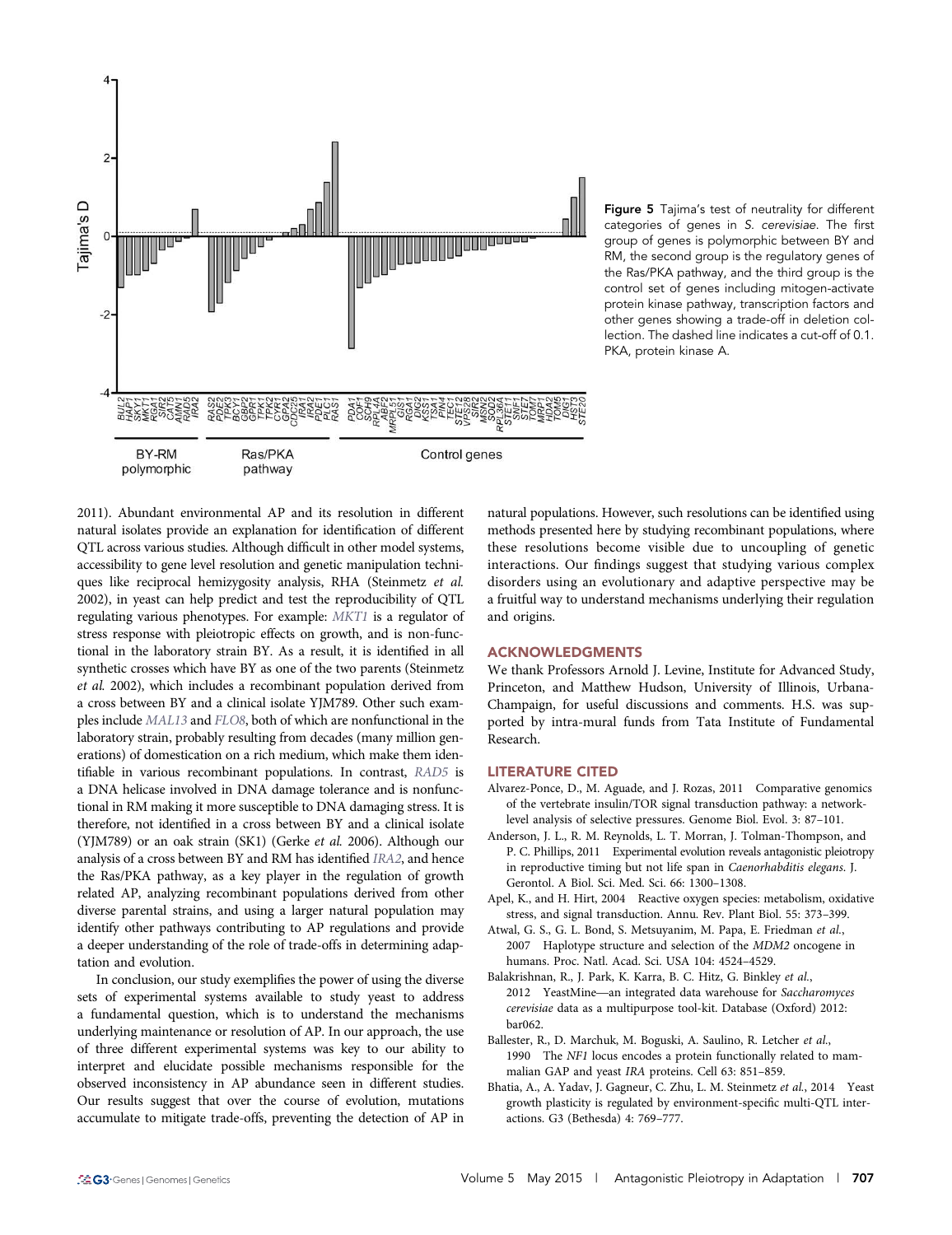Figure 5 Tajima's test of neutrality for different categories of genes in *S. cerevisiae*. The first group of genes is polymorphic between BY and RM, the second group is the regulatory genes of the Ras/PKA pathway, and the third group is the control set of genes including mitogen-activate protein kinase pathway, transcription factors and other genes showing a trade-off in deletion collection. The dashed line indicates a cut-off of 0.1. PKA, protein kinase A.

2011). Abundant environmental AP and its resolution in different natural isolates provide an explanation for identification of different QTL across various studies. Although difficult in other model systems, accessibility to gene level resolution and genetic manipulation techniques like reciprocal hemizygosity analysis, RHA (Steinmetz *et al.* 2002), in yeast can help predict and test the reproducibility of QTL regulating various phenotypes. For example: *MKT1* is a regulator of stress response with pleiotropic effects on growth, and is non-functional in the laboratory strain BY. As a result, it is identified in all synthetic crosses which have BY as one of the two parents (Steinmetz *et al.* 2002), which includes a recombinant population derived from a cross between BY and a clinical isolate YJM789. Other such examples include *MAL13* and *FLO8*, both of which are nonfunctional in the laboratory strain, probably resulting from decades (many million generations) of domestication on a rich medium, which make them identifiable in various recombinant populations. In contrast, *RAD5* is a DNA helicase involved in DNA damage tolerance and is nonfunctional in RM making it more susceptible to DNA damaging stress. It is therefore, not identified in a cross between BY and a clinical isolate (YJM789) or an oak strain (SK1) (Gerke *et al.* 2006). Although our analysis of a cross between BY and RM has identified *IRA2*, and hence the Ras/PKA pathway, as a key player in the regulation of growth related AP, analyzing recombinant populations derived from other diverse parental strains, and using a larger natural population may identify other pathways contributing to AP regulations and provide a deeper understanding of the role of trade-offs in determining adaptation and evolution.

In conclusion, our study exemplifies the power of using the diverse sets of experimental systems available to study yeast to address a fundamental question, which is to understand the mechanisms underlying maintenance or resolution of AP. In our approach, the use of three different experimental systems was key to our ability to interpret and elucidate possible mechanisms responsible for the observed inconsistency in AP abundance seen in different studies. Our results suggest that over the course of evolution, mutations accumulate to mitigate trade-offs, preventing the detection of AP in natural populations. However, such resolutions can be identified using methods presented here by studying recombinant populations, where these resolutions become visible due to uncoupling of genetic interactions. Our findings suggest that studying various complex disorders using an evolutionary and adaptive perspective may be a fruitful way to understand mechanisms underlying their regulation and origins.

## ACKNOWLEDGMENTS

We thank Professors Arnold J. Levine, Institute for Advanced Study, Princeton, and Matthew Hudson, University of Illinois, Urbana-Champaign, for useful discussions and comments. H.S. was supported by intra-mural funds from Tata Institute of Fundamental Research.

## LITERATURE CITED

Alvarez-Ponce, D., M. Aguade, and J. Rozas, 2011 Comparative genomics of the vertebrate insulin/TOR signal transduction pathway: a network-level analysis of selective pressures. Genome Biol. Evol. 3: 87–101.

Anderson, J. L., R. M. Reynolds, L. T. Morran, J. Tolman-Thompson, and P. C. Phillips, 2011 Experimental evolution reveals antagonistic pleiotropy in reproductive timing but not life span in *Caenorhabditis elegans*. J. Gerontol. A Biol. Sci. Med. Sci. 66: 1300–1308.

Apel, K., and H. Hirt, 2004 Reactive oxygen species: metabolism, oxidative stress, and signal transduction. Annu. Rev. Plant Biol. 55: 373–399.

Atwal, G. S., G. L. Bond, S. Metsuyanim, M. Papa, E. Friedman *et al.*, 2007 Haplotype structure and selection of the *MDM2* oncogene in humans. Proc. Natl. Acad. Sci. USA 104: 4524–4529.

Balakrishnan, R., J. Park, K. Karra, B. C. Hitz, G. Binkley *et al.*, 2012 YeastMine—an integrated data warehouse for *Saccharomyces cerevisiae* data as a multipurpose tool-kit. Database (Oxford) 2012: bar062.

Ballester, R., D. Marchuk, M. Boguski, A. Saulino, R. Letcher *et al.*, 1990 The *NF1* locus encodes a protein functionally related to mammalian GAP and yeast *IRA* proteins. Cell 63: 851–859.

Bhatia, A., A. Yadav, J. Gagneur, C. Zhu, L. M. Steinmetz *et al.*, 2014 Yeast growth plasticity is regulated by environment-specific multi-QTL interactions. G3 (Bethesda) 4: 769–777.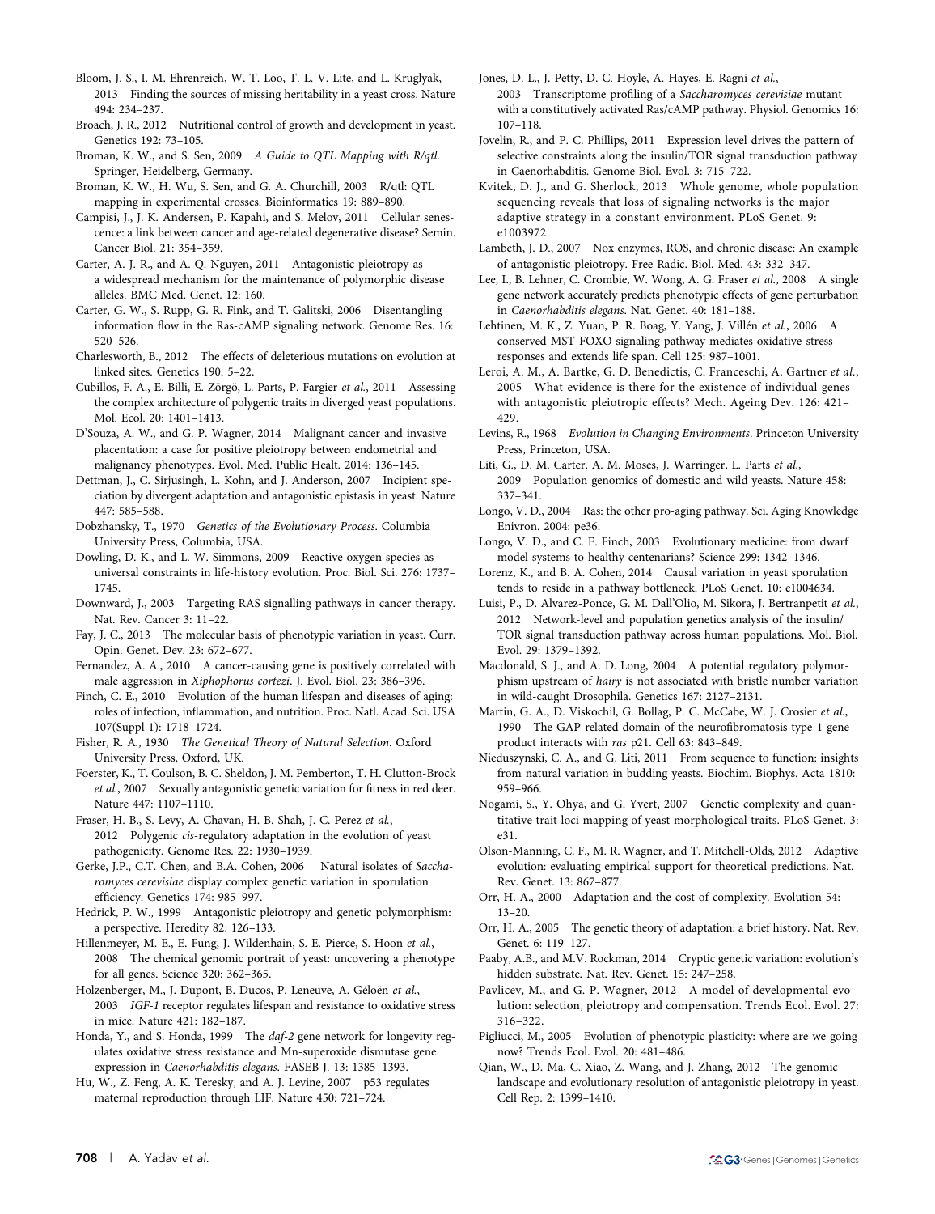Bloom, J. S., I. M. Ehrenreich, W. T. Loo, T.-L. V. Lite, and L. Kruglyak, 2013 Finding the sources of missing heritability in a yeast cross. Nature 494: 234–237.

Broach, J. R., 2012 Nutritional control of growth and development in yeast. Genetics 192: 73–105.

Broman, K. W., and S. Sen, 2009 *A Guide to QTL Mapping with R/qtl*. Springer, Heidelberg, Germany.

Broman, K. W., H. Wu, S. Sen, and G. A. Churchill, 2003 R/qtl: QTL mapping in experimental crosses. Bioinformatics 19: 889–890.

Campisi, J., J. K. Andersen, P. Kapahi, and S. Melov, 2011 Cellular senescence: a link between cancer and age-related degenerative disease? Semin. Cancer Biol. 21: 354–359.

Carter, A. J. R., and A. Q. Nguyen, 2011 Antagonistic pleiotropy as a widespread mechanism for the maintenance of polymorphic disease alleles. BMC Med. Genet. 12: 160.

Carter, G. W., S. Rupp, G. R. Fink, and T. Galitski, 2006 Disentangling information flow in the Ras-cAMP signaling network. Genome Res. 16: 520–526.

Charlesworth, B., 2012 The effects of deleterious mutations on evolution at linked sites. Genetics 190: 5–22.

Cubillos, F. A., E. Billi, E. Zörgö, L. Parts, P. Fargier *et al.*, 2011 Assessing the complex architecture of polygenic traits in diverged yeast populations. Mol. Ecol. 20: 1401–1413.

D'Souza, A. W., and G. P. Wagner, 2014 Malignant cancer and invasive placentation: a case for positive pleiotropy between endometrial and malignancy phenotypes. Evol. Med. Public Healt. 2014: 136–145.

Dettman, J., C. Sirjusingh, L. Kohn, and J. Anderson, 2007 Incipient speciation by divergent adaptation and antagonistic epistasis in yeast. Nature 447: 585–588.

Dobzhansky, T., 1970 *Genetics of the Evolutionary Process*. Columbia University Press, Columbia, USA.

Dowling, D. K., and L. W. Simmons, 2009 Reactive oxygen species as universal constraints in life-history evolution. Proc. Biol. Sci. 276: 1737–1745.

Downward, J., 2003 Targeting RAS signalling pathways in cancer therapy. Nat. Rev. Cancer 3: 11–22.

Fay, J. C., 2013 The molecular basis of phenotypic variation in yeast. Curr. Opin. Genet. Dev. 23: 672–677.

Fernandez, A. A., 2010 A cancer-causing gene is positively correlated with male aggression in *Xiphophorus cortezi*. J. Evol. Biol. 23: 386–396.

Finch, C. E., 2010 Evolution of the human lifespan and diseases of aging: roles of infection, inflammation, and nutrition. Proc. Natl. Acad. Sci. USA 107(Suppl 1): 1718–1724.

Fisher, R. A., 1930 *The Genetical Theory of Natural Selection*. Oxford University Press, Oxford, UK.

Foerster, K., T. Coulson, B. C. Sheldon, J. M. Pemberton, T. H. Clutton-Brock *et al.*, 2007 Sexually antagonistic genetic variation for fitness in red deer. Nature 447: 1107–1110.

Fraser, H. B., S. Levy, A. Chavan, H. B. Shah, J. C. Perez *et al.*, 2012 Polygenic *cis*-regulatory adaptation in the evolution of yeast pathogenicity. Genome Res. 22: 1930–1939.

Gerke, J.P., C.T. Chen, and B.A. Cohen, 2006 Natural isolates of *Saccharomyces cerevisiae* display complex genetic variation in sporulation efficiency. Genetics 174: 985–997.

Hedrick, P. W., 1999 Antagonistic pleiotropy and genetic polymorphism: a perspective. Heredity 82: 126–133.

Hillenmeyer, M. E., E. Fung, J. Wildenhain, S. E. Pierce, S. Hoon *et al.*, 2008 The chemical genomic portrait of yeast: uncovering a phenotype for all genes. Science 320: 362–365.

Holzenberger, M., J. Dupont, B. Ducos, P. Leneuve, A. Géloën *et al.*, 2003 *IGF-1* receptor regulates lifespan and resistance to oxidative stress in mice. Nature 421: 182–187.

Honda, Y., and S. Honda, 1999 The *daf-2* gene network for longevity regulates oxidative stress resistance and Mn-superoxide dismutase gene expression in *Caenorhabditis elegans*. FASEB J. 13: 1385–1393.

Hu, W., Z. Feng, A. K. Teresky, and A. J. Levine, 2007 p53 regulates maternal reproduction through LIF. Nature 450: 721–724.

Jones, D. L., J. Petty, D. C. Hoyle, A. Hayes, E. Ragni *et al.*, 2003 Transcriptome profiling of a *Saccharomyces cerevisiae* mutant with a constitutively activated Ras/cAMP pathway. Physiol. Genomics 16: 107–118.

Jovelin, R., and P. C. Phillips, 2011 Expression level drives the pattern of selective constraints along the insulin/TOR signal transduction pathway in Caenorhabditis. Genome Biol. Evol. 3: 715–722.

Kvitek, D. J., and G. Sherlock, 2013 Whole genome, whole population sequencing reveals that loss of signaling networks is the major adaptive strategy in a constant environment. PLoS Genet. 9: e1003972.

Lambeth, J. D., 2007 Nox enzymes, ROS, and chronic disease: An example of antagonistic pleiotropy. Free Radic. Biol. Med. 43: 332–347.

Lee, I., B. Lehner, C. Crombie, W. Wong, A. G. Fraser *et al.*, 2008 A single gene network accurately predicts phenotypic effects of gene perturbation in *Caenorhabditis elegans*. Nat. Genet. 40: 181–188.

Lehtinen, M. K., Z. Yuan, P. R. Boag, Y. Yang, J. Villén *et al.*, 2006 A conserved MST-FOXO signaling pathway mediates oxidative-stress responses and extends life span. Cell 125: 987–1001.

Leroi, A. M., A. Bartke, G. D. Benedictis, C. Franceschi, A. Gartner *et al.*, 2005 What evidence is there for the existence of individual genes with antagonistic pleiotropic effects? Mech. Ageing Dev. 126: 421–429.

Levins, R., 1968 *Evolution in Changing Environments*. Princeton University Press, Princeton, USA.

Liti, G., D. M. Carter, A. M. Moses, J. Warringer, L. Parts *et al.*, 2009 Population genomics of domestic and wild yeasts. Nature 458: 337–341.

Longo, V. D., 2004 Ras: the other pro-aging pathway. Sci. Aging Knowledge Enivron. 2004: pe36.

Longo, V. D., and C. E. Finch, 2003 Evolutionary medicine: from dwarf model systems to healthy centenarians? Science 299: 1342–1346.

Lorenz, K., and B. A. Cohen, 2014 Causal variation in yeast sporulation tends to reside in a pathway bottleneck. PLoS Genet. 10: e1004634.

Luisi, P., D. Alvarez-Ponce, G. M. Dall'Olio, M. Sikora, J. Bertranpetit *et al.*, 2012 Network-level and population genetics analysis of the insulin/TOR signal transduction pathway across human populations. Mol. Biol. Evol. 29: 1379–1392.

Macdonald, S. J., and A. D. Long, 2004 A potential regulatory polymorphism upstream of *hairy* is not associated with bristle number variation in wild-caught Drosophila. Genetics 167: 2127–2131.

Martin, G. A., D. Viskochil, G. Bollag, P. C. McCabe, W. J. Crosier *et al.*, 1990 The GAP-related domain of the neurofibromatosis type-1 gene-product interacts with *ras* p21. Cell 63: 843–849.

Nieduszynski, C. A., and G. Liti, 2011 From sequence to function: insights from natural variation in budding yeasts. Biochim. Biophys. Acta 1810: 959–966.

Nogami, S., Y. Ohya, and G. Yvert, 2007 Genetic complexity and quantitative trait loci mapping of yeast morphological traits. PLoS Genet. 3: e31.

Olson-Manning, C. F., M. R. Wagner, and T. Mitchell-Olds, 2012 Adaptive evolution: evaluating empirical support for theoretical predictions. Nat. Rev. Genet. 13: 867–877.

Orr, H. A., 2000 Adaptation and the cost of complexity. Evolution 54: 13–20.

Orr, H. A., 2005 The genetic theory of adaptation: a brief history. Nat. Rev. Genet. 6: 119–127.

Paaby, A.B., and M.V. Rockman, 2014 Cryptic genetic variation: evolution's hidden substrate. Nat. Rev. Genet. 15: 247–258.

Pavlicev, M., and G. P. Wagner, 2012 A model of developmental evolution: selection, pleiotropy and compensation. Trends Ecol. Evol. 27: 316–322.

Pigliucci, M., 2005 Evolution of phenotypic plasticity: where are we going now? Trends Ecol. Evol. 20: 481–486.

Qian, W., D. Ma, C. Xiao, Z. Wang, and J. Zhang, 2012 The genomic landscape and evolutionary resolution of antagonistic pleiotropy in yeast. Cell Rep. 2: 1399–1410.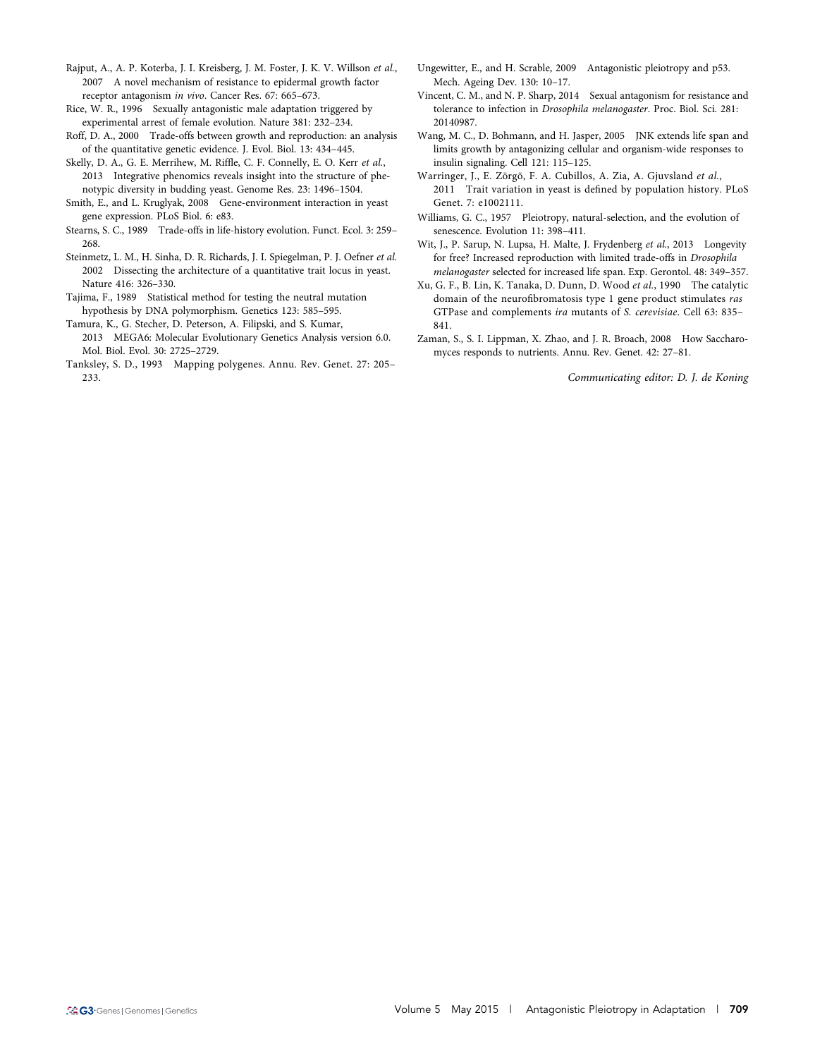Rajput, A., A. P. Koterba, J. I. Kreisberg, J. M. Foster, J. K. V. Willson *et al.*, 2007 A novel mechanism of resistance to epidermal growth factor receptor antagonism *in vivo*. Cancer Res. 67: 665–673.

Rice, W. R., 1996 Sexually antagonistic male adaptation triggered by experimental arrest of female evolution. Nature 381: 232–234.

Roff, D. A., 2000 Trade-offs between growth and reproduction: an analysis of the quantitative genetic evidence. J. Evol. Biol. 13: 434–445.

Skelly, D. A., G. E. Merrihew, M. Riffle, C. F. Connelly, E. O. Kerr *et al.*, 2013 Integrative phenomics reveals insight into the structure of phenotypic diversity in budding yeast. Genome Res. 23: 1496–1504.

Smith, E., and L. Kruglyak, 2008 Gene-environment interaction in yeast gene expression. PLoS Biol. 6: e83.

Stearns, S. C., 1989 Trade-offs in life-history evolution. Funct. Ecol. 3: 259–268.

Steinmetz, L. M., H. Sinha, D. R. Richards, J. I. Spiegelman, P. J. Oefner *et al.* 2002 Dissecting the architecture of a quantitative trait locus in yeast. Nature 416: 326–330.

Tajima, F., 1989 Statistical method for testing the neutral mutation hypothesis by DNA polymorphism. Genetics 123: 585–595.

Tamura, K., G. Stecher, D. Peterson, A. Filipski, and S. Kumar, 2013 MEGA6: Molecular Evolutionary Genetics Analysis version 6.0. Mol. Biol. Evol. 30: 2725–2729.

Tanksley, S. D., 1993 Mapping polygenes. Annu. Rev. Genet. 27: 205–233.

Ungewitter, E., and H. Scrable, 2009 Antagonistic pleiotropy and p53. Mech. Ageing Dev. 130: 10–17.

Vincent, C. M., and N. P. Sharp, 2014 Sexual antagonism for resistance and tolerance to infection in *Drosophila melanogaster*. Proc. Biol. Sci. 281: 20140987.

Wang, M. C., D. Bohmann, and H. Jasper, 2005 JNK extends life span and limits growth by antagonizing cellular and organism-wide responses to insulin signaling. Cell 121: 115–125.

Warringer, J., E. Zörgö, F. A. Cubillos, A. Zia, A. Gjuvsland *et al.*, 2011 Trait variation in yeast is defined by population history. PLoS Genet. 7: e1002111.

Williams, G. C., 1957 Pleiotropy, natural-selection, and the evolution of senescence. Evolution 11: 398–411.

Wit, J., P. Sarup, N. Lupsa, H. Malte, J. Frydenberg *et al.*, 2013 Longevity for free? Increased reproduction with limited trade-offs in *Drosophila melanogaster* selected for increased life span. Exp. Gerontol. 48: 349–357.

Xu, G. F., B. Lin, K. Tanaka, D. Dunn, D. Wood *et al.*, 1990 The catalytic domain of the neurofibromatosis type 1 gene product stimulates *ras* GTPase and complements *ira* mutants of *S. cerevisiae*. Cell 63: 835–841.

Zaman, S., S. I. Lippman, X. Zhao, and J. R. Broach, 2008 How Saccharomyces responds to nutrients. Annu. Rev. Genet. 42: 27–81.

*Communicating editor: D. J. de Koning*